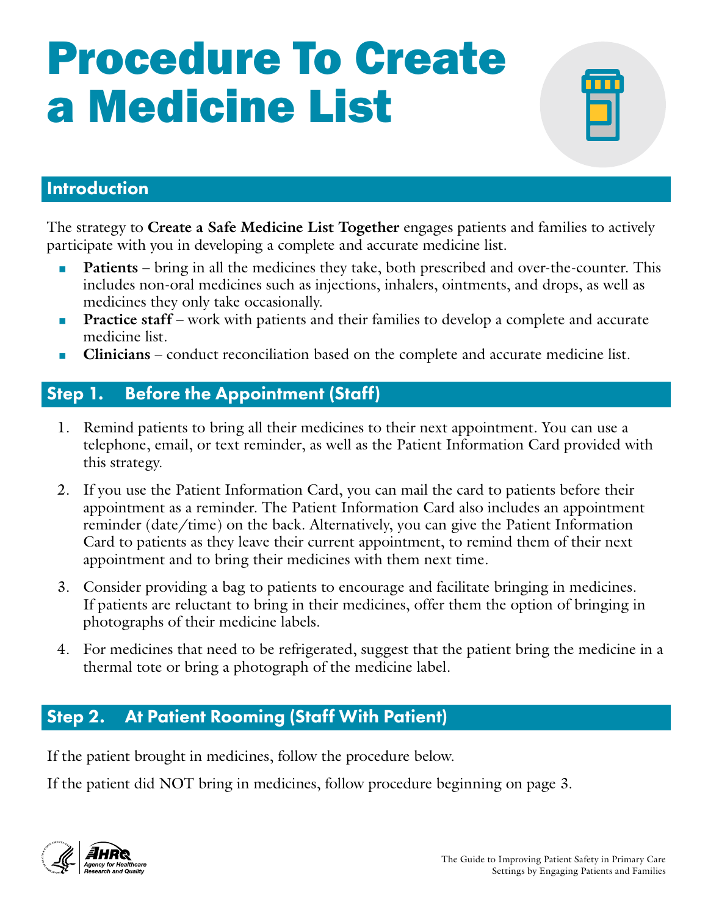# Procedure To Create a Medicine List

## Introduction

The strategy to **Create a Safe Medicine List Together** engages patients and families to actively participate with you in developing a complete and accurate medicine list.

- **Patients** – bring in all the medicines they take, both prescribed and over-the-counter. This includes non-oral medicines such as injections, inhalers, ointments, and drops, as well as medicines they only take occasionally.
- **Practice staff** – work with patients and their families to develop a complete and accurate medicine list.
- **Clinicians** – conduct reconciliation based on the complete and accurate medicine list.

## Step 1. Before the Appointment (Staff)

1. Remind patients to bring all their medicines to their next appointment. You can use a telephone, email, or text reminder, as well as the Patient Information Card provided with this strategy.
2. If you use the Patient Information Card, you can mail the card to patients before their appointment as a reminder. The Patient Information Card also includes an appointment reminder (date/time) on the back. Alternatively, you can give the Patient Information Card to patients as they leave their current appointment, to remind them of their next appointment and to bring their medicines with them next time.
3. Consider providing a bag to patients to encourage and facilitate bringing in medicines. If patients are reluctant to bring in their medicines, offer them the option of bringing in photographs of their medicine labels.
4. For medicines that need to be refrigerated, suggest that the patient bring the medicine in a thermal tote or bring a photograph of the medicine label.

## Step 2. At Patient Rooming (Staff With Patient)

If the patient brought in medicines, follow the procedure below.

If the patient did NOT bring in medicines, follow procedure beginning on page 3.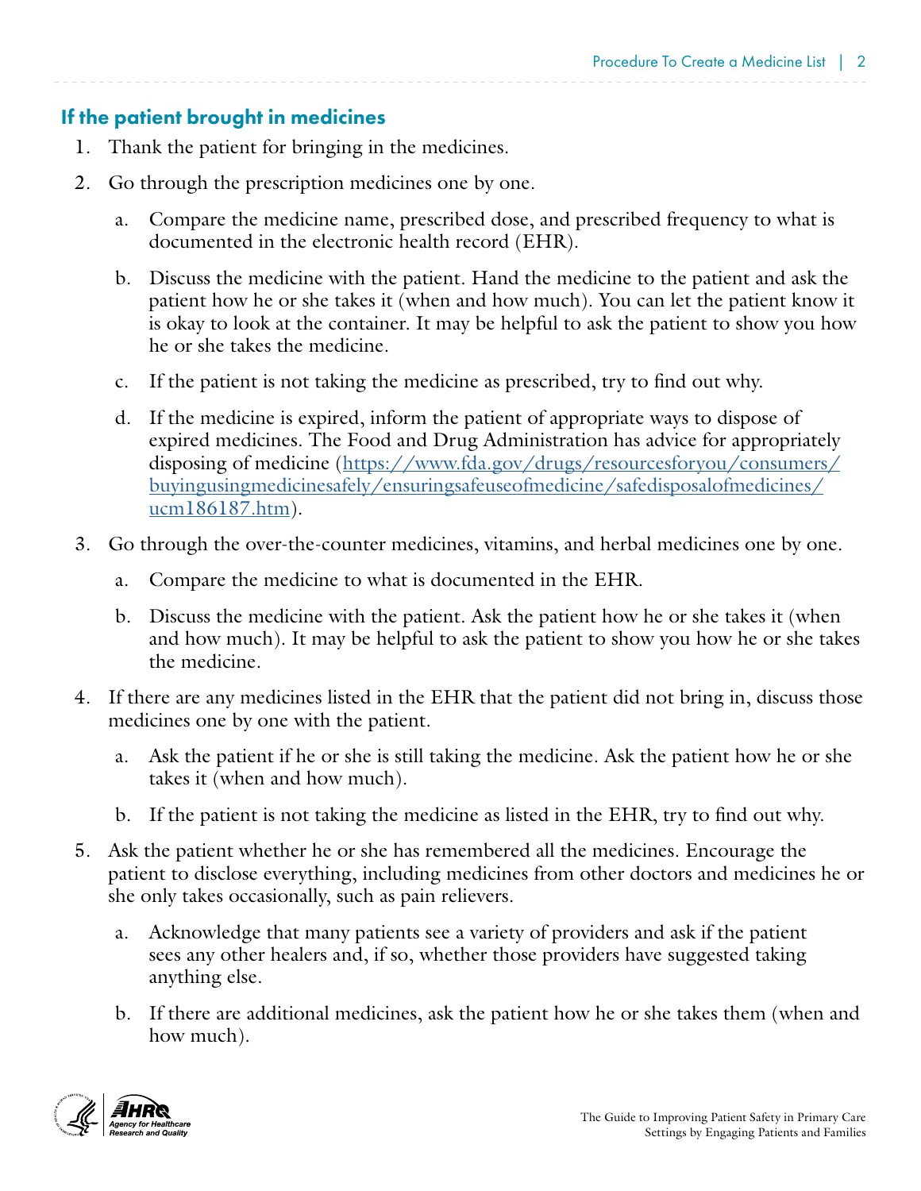## If the patient brought in medicines

1. Thank the patient for bringing in the medicines.
2. Go through the prescription medicines one by one.
    a. Compare the medicine name, prescribed dose, and prescribed frequency to what is documented in the electronic health record (EHR).
    b. Discuss the medicine with the patient. Hand the medicine to the patient and ask the patient how he or she takes it (when and how much). You can let the patient know it is okay to look at the container. It may be helpful to ask the patient to show you how he or she takes the medicine.
    c. If the patient is not taking the medicine as prescribed, try to find out why.
    d. If the medicine is expired, inform the patient of appropriate ways to dispose of expired medicines. The Food and Drug Administration has advice for appropriately disposing of medicine (https://www.fda.gov/drugs/resourcesforyou/consumers/buyingusingmedicinesafely/ensuringsafeuseofmedicine/safedisposalofmedicines/ucm186187.htm).
3. Go through the over-the-counter medicines, vitamins, and herbal medicines one by one.
    a. Compare the medicine to what is documented in the EHR.
    b. Discuss the medicine with the patient. Ask the patient how he or she takes it (when and how much). It may be helpful to ask the patient to show you how he or she takes the medicine.
4. If there are any medicines listed in the EHR that the patient did not bring in, discuss those medicines one by one with the patient.
    a. Ask the patient if he or she is still taking the medicine. Ask the patient how he or she takes it (when and how much).
    b. If the patient is not taking the medicine as listed in the EHR, try to find out why.
5. Ask the patient whether he or she has remembered all the medicines. Encourage the patient to disclose everything, including medicines from other doctors and medicines he or she only takes occasionally, such as pain relievers.
    a. Acknowledge that many patients see a variety of providers and ask if the patient sees any other healers and, if so, whether those providers have suggested taking anything else.
    b. If there are additional medicines, ask the patient how he or she takes them (when and how much).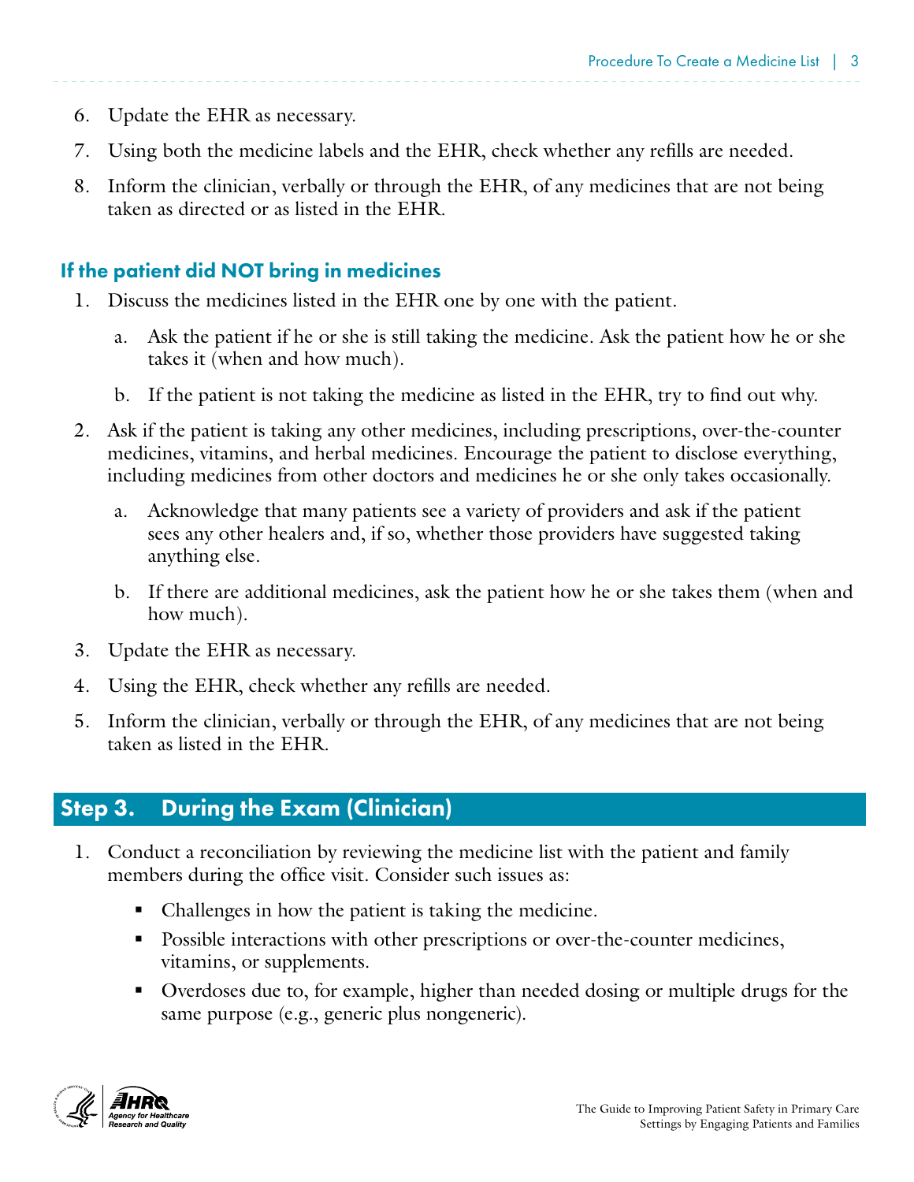6. Update the EHR as necessary.
7. Using both the medicine labels and the EHR, check whether any refills are needed.
8. Inform the clinician, verbally or through the EHR, of any medicines that are not being taken as directed or as listed in the EHR.

### If the patient did NOT bring in medicines

1. Discuss the medicines listed in the EHR one by one with the patient.
    a. Ask the patient if he or she is still taking the medicine. Ask the patient how he or she takes it (when and how much).
    b. If the patient is not taking the medicine as listed in the EHR, try to find out why.
2. Ask if the patient is taking any other medicines, including prescriptions, over-the-counter medicines, vitamins, and herbal medicines. Encourage the patient to disclose everything, including medicines from other doctors and medicines he or she only takes occasionally.
    a. Acknowledge that many patients see a variety of providers and ask if the patient sees any other healers and, if so, whether those providers have suggested taking anything else.
    b. If there are additional medicines, ask the patient how he or she takes them (when and how much).
3. Update the EHR as necessary.
4. Using the EHR, check whether any refills are needed.
5. Inform the clinician, verbally or through the EHR, of any medicines that are not being taken as listed in the EHR.

## Step 3. During the Exam (Clinician)

1. Conduct a reconciliation by reviewing the medicine list with the patient and family members during the office visit. Consider such issues as:
    - Challenges in how the patient is taking the medicine.
    - Possible interactions with other prescriptions or over-the-counter medicines, vitamins, or supplements.
    - Overdoses due to, for example, higher than needed dosing or multiple drugs for the same purpose (e.g., generic plus nongeneric).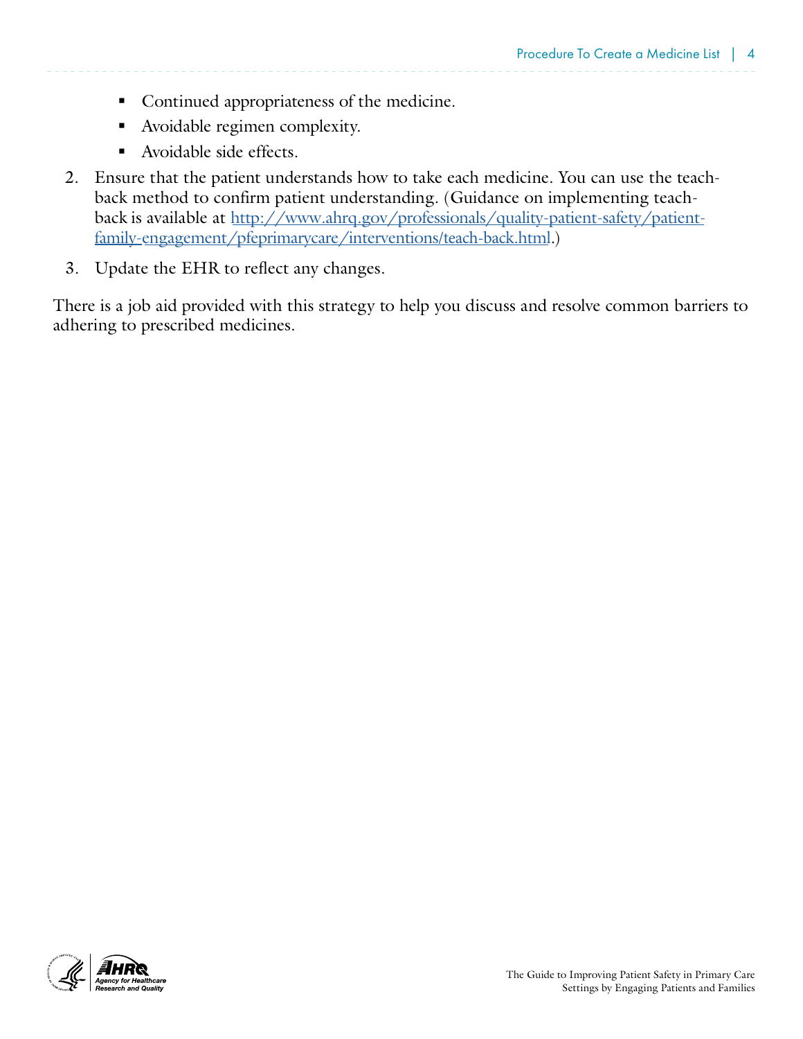- Continued appropriateness of the medicine.
- Avoidable regimen complexity.
- Avoidable side effects.

2. Ensure that the patient understands how to take each medicine. You can use the teach-back method to confirm patient understanding. (Guidance on implementing teach-back is available at http://www.ahrq.gov/professionals/quality-patient-safety/patient-family-engagement/pfeprimarycare/interventions/teach-back.html.)
3. Update the EHR to reflect any changes.

There is a job aid provided with this strategy to help you discuss and resolve common barriers to adhering to prescribed medicines.